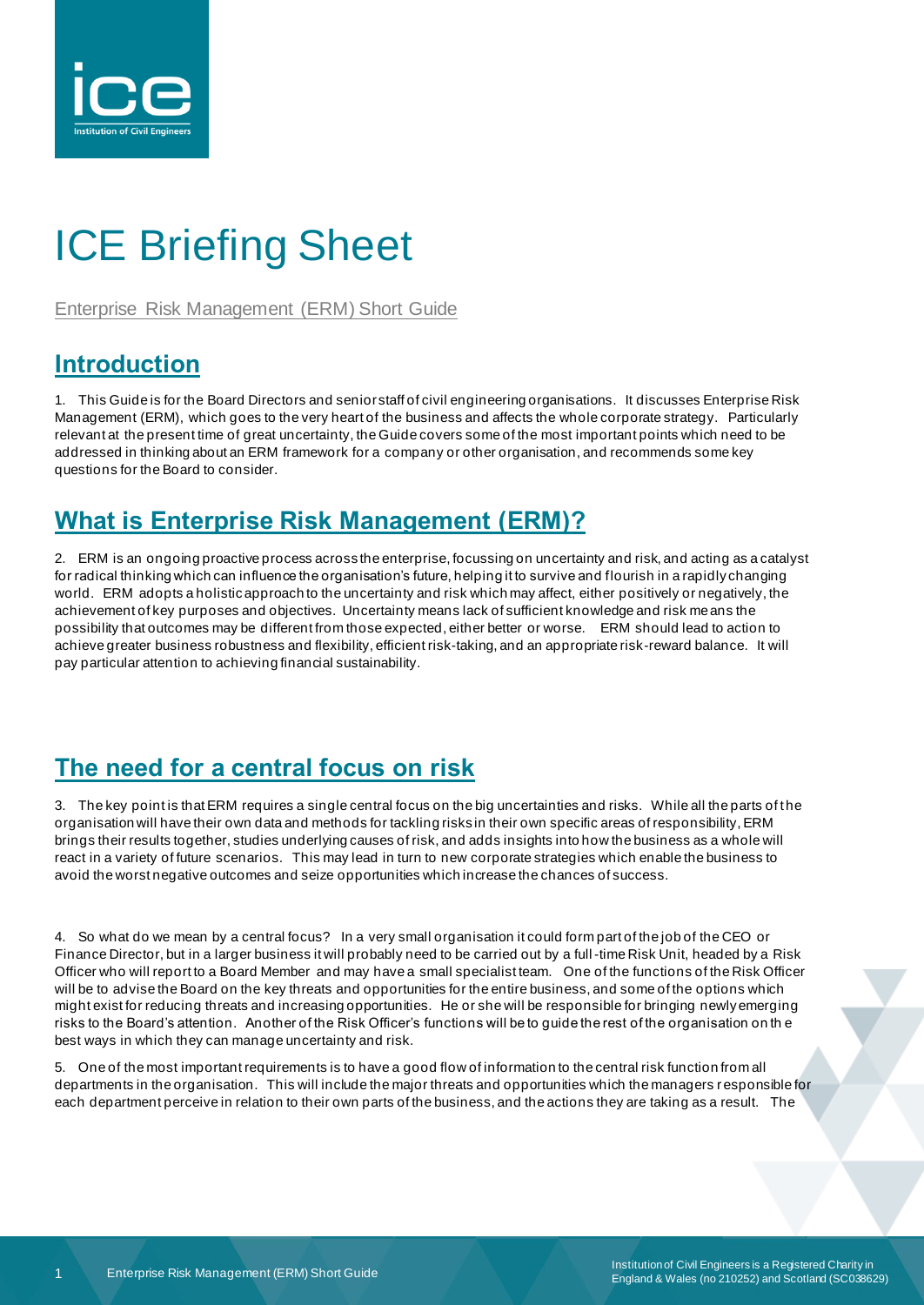# ICE Briefing Sheet

Enterprise Risk Management (ERM) Short Guide

## Introduction

1. This Guide is for the Board Directors and senior staff of civil engineering organisations. It discusses Enterprise Risk Management (ERM), which goes to the very heart of the business and affects the whole corporate strategy. Particularly relevant at the present time of great uncertainty, the Guide covers some of the most important points which need to be addressed in thinking about an ERM framework for a company or other organisation, and recommends some key questions for the Board to consider.

## What is Enterprise Risk Management (ERM)?

2. ERM is an ongoing proactive process across the enterprise, focussing on uncertainty and risk, and acting as a catalyst for radical thinking which can influence the organisation's future, helping it to survive and flourish in a rapidly changing world. ERM adopts a holistic approach to the uncertainty and risk which may affect, either positively or negatively, the achievement of key purposes and objectives. Uncertainty means lack of sufficient knowledge and risk means the possibility that outcomes may be different from those expected, either better or worse. ERM should lead to action to achieve greater business robustness and flexibility, efficient risk-taking, and an appropriate risk-reward balance. It will pay particular attention to achieving financial sustainability.

## The need for a central focus on risk

3. The key point is that ERM requires a single central focus on the big uncertainties and risks. While all the parts of the organisation will have their own data and methods for tackling risks in their own specific areas of responsibility, ERM brings their results together, studies underlying causes of risk, and adds insights into how the business as a whole will react in a variety of future scenarios. This may lead in turn to new corporate strategies which enable the business to avoid the worst negative outcomes and seize opportunities which increase the chances of success.

4. So what do we mean by a central focus? In a very small organisation it could form part of the job of the CEO or Finance Director, but in a larger business it will probably need to be carried out by a full-time Risk Unit, headed by a Risk Officer who will report to a Board Member and may have a small specialist team. One of the functions of the Risk Officer will be to advise the Board on the key threats and opportunities for the entire business, and some of the options which might exist for reducing threats and increasing opportunities. He or she will be responsible for bringing newly emerging risks to the Board's attention. Another of the Risk Officer's functions will be to guide the rest of the organisation on the best ways in which they can manage uncertainty and risk.

5. One of the most important requirements is to have a good flow of information to the central risk function from all departments in the organisation. This will include the major threats and opportunities which the managers responsible for each department perceive in relation to their own parts of the business, and the actions they are taking as a result. The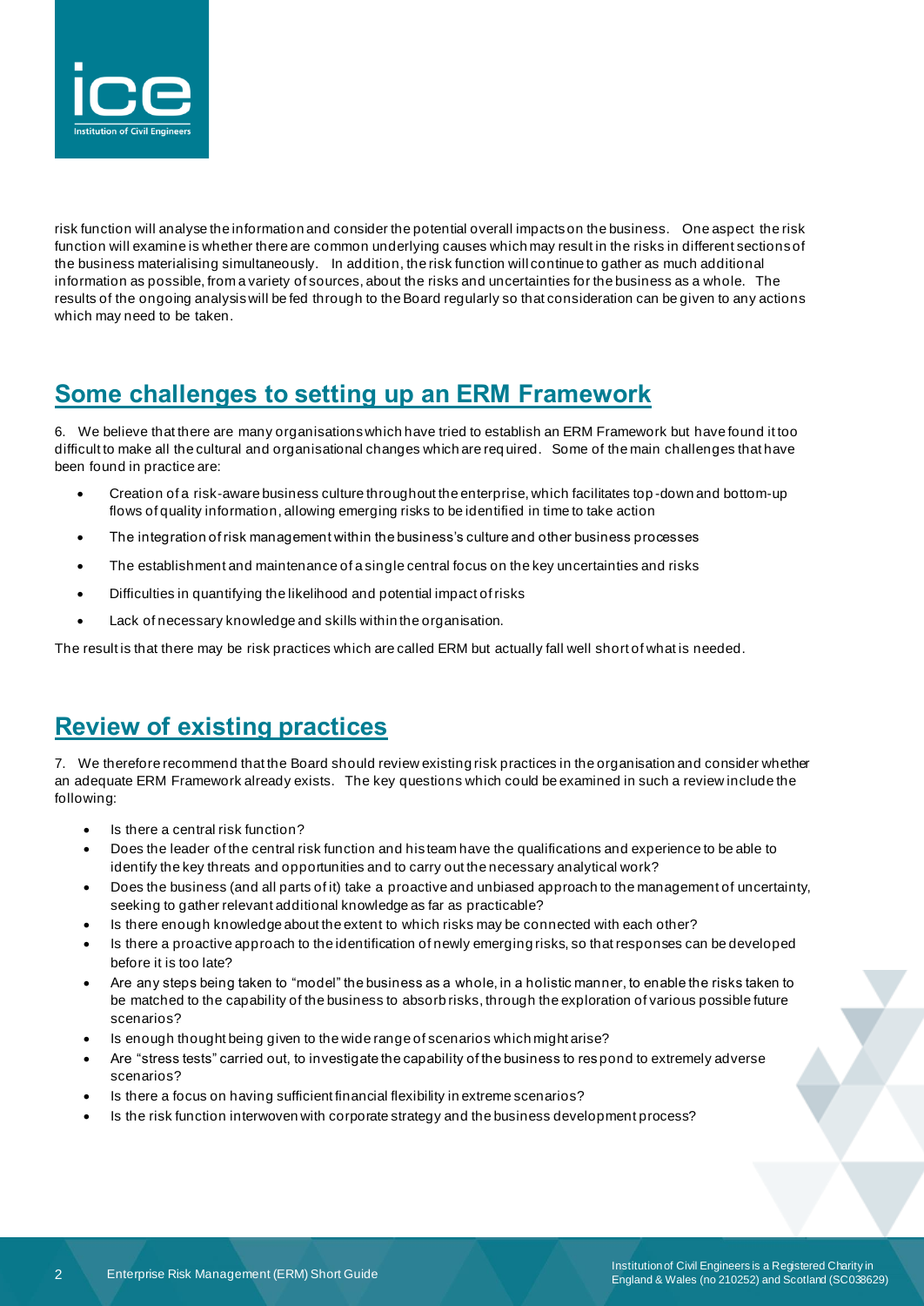risk function will analyse the information and consider the potential overall impacts on the business. One aspect the risk function will examine is whether there are common underlying causes which may result in the risks in different sections of the business materialising simultaneously. In addition, the risk function will continue to gather as much additional information as possible, from a variety of sources, about the risks and uncertainties for the business as a whole. The results of the ongoing analysis will be fed through to the Board regularly so that consideration can be given to any actions which may need to be taken.

## Some challenges to setting up an ERM Framework

6. We believe that there are many organisations which have tried to establish an ERM Framework but have found it too difficult to make all the cultural and organisational changes which are required. Some of the main challenges that have been found in practice are:

- Creation of a risk-aware business culture throughout the enterprise, which facilitates top-down and bottom-up flows of quality information, allowing emerging risks to be identified in time to take action
- The integration of risk management within the business's culture and other business processes
- The establishment and maintenance of a single central focus on the key uncertainties and risks
- Difficulties in quantifying the likelihood and potential impact of risks
- Lack of necessary knowledge and skills within the organisation.

The result is that there may be risk practices which are called ERM but actually fall well short of what is needed.

## Review of existing practices

7. We therefore recommend that the Board should review existing risk practices in the organisation and consider whether an adequate ERM Framework already exists. The key questions which could be examined in such a review include the following:

- Is there a central risk function?
- Does the leader of the central risk function and his team have the qualifications and experience to be able to identify the key threats and opportunities and to carry out the necessary analytical work?
- Does the business (and all parts of it) take a proactive and unbiased approach to the management of uncertainty, seeking to gather relevant additional knowledge as far as practicable?
- Is there enough knowledge about the extent to which risks may be connected with each other?
- Is there a proactive approach to the identification of newly emerging risks, so that responses can be developed before it is too late?
- Are any steps being taken to "model" the business as a whole, in a holistic manner, to enable the risks taken to be matched to the capability of the business to absorb risks, through the exploration of various possible future scenarios?
- Is enough thought being given to the wide range of scenarios which might arise?
- Are "stress tests" carried out, to investigate the capability of the business to respond to extremely adverse scenarios?
- Is there a focus on having sufficient financial flexibility in extreme scenarios?
- Is the risk function interwoven with corporate strategy and the business development process?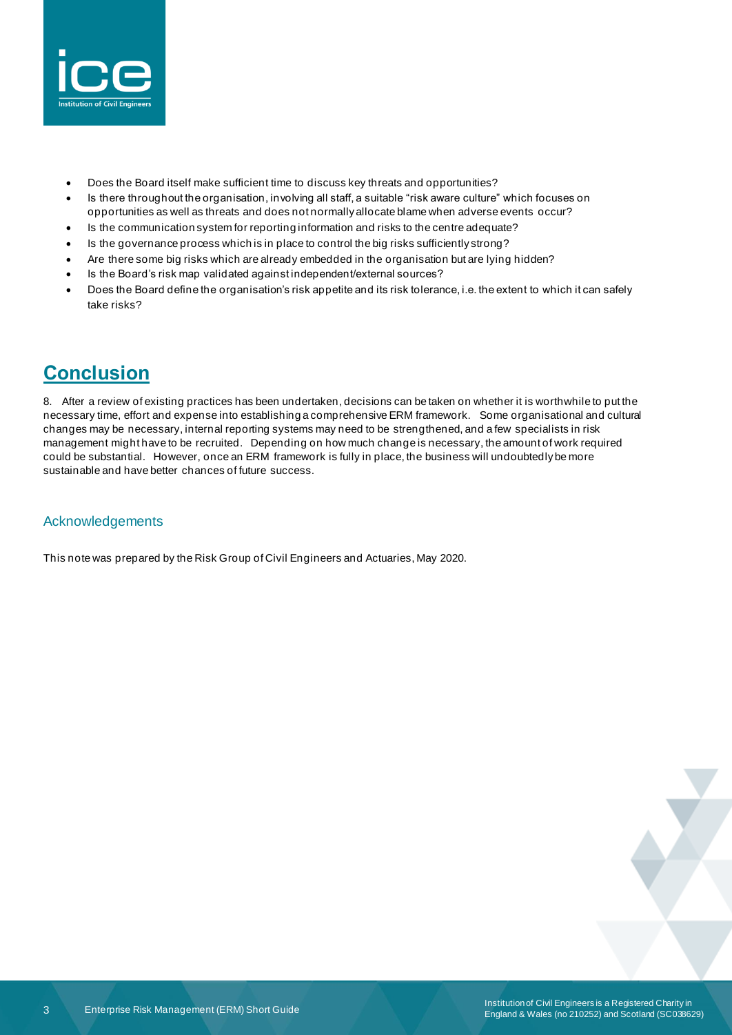- Does the Board itself make sufficient time to discuss key threats and opportunities?
- Is there throughout the organisation, involving all staff, a suitable "risk aware culture" which focuses on opportunities as well as threats and does not normally allocate blame when adverse events occur?
- Is the communication system for reporting information and risks to the centre adequate?
- Is the governance process which is in place to control the big risks sufficiently strong?
- Are there some big risks which are already embedded in the organisation but are lying hidden?
- Is the Board's risk map validated against independent/external sources?
- Does the Board define the organisation's risk appetite and its risk tolerance, i.e. the extent to which it can safely take risks?

## Conclusion

8. After a review of existing practices has been undertaken, decisions can be taken on whether it is worthwhile to put the necessary time, effort and expense into establishing a comprehensive ERM framework. Some organisational and cultural changes may be necessary, internal reporting systems may need to be strengthened, and a few specialists in risk management might have to be recruited. Depending on how much change is necessary, the amount of work required could be substantial. However, once an ERM framework is fully in place, the business will undoubtedly be more sustainable and have better chances of future success.

### Acknowledgements

This note was prepared by the Risk Group of Civil Engineers and Actuaries, May 2020.